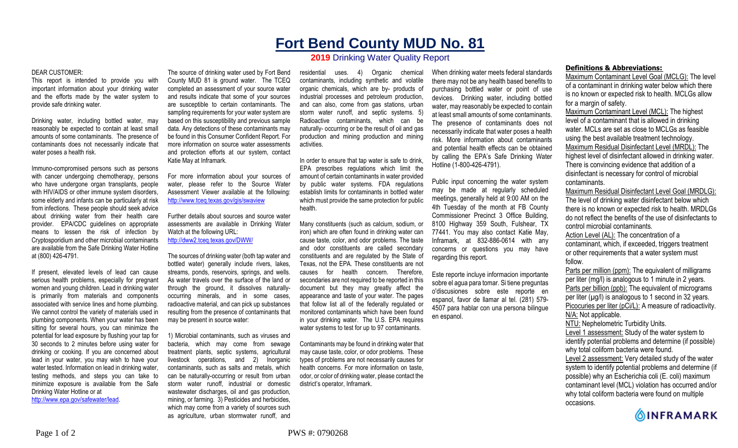# Fort Bend County MUD No. 81

## 2019 Drinking Water Quality Report

DEAR CUSTOMER:

This report is intended to provide you with important information about your drinking water and the efforts made by the water system to provide safe drinking water.

Drinking water, including bottled water, may reasonably be expected to contain at least small amounts of some contaminants. The presence of contaminants does not necessarily indicate that water poses a health risk.

Immuno-compromised persons such as persons with cancer undergoing chemotherapy, persons who have undergone organ transplants, people with HIV/AIDS or other immune system disorders, some elderly and infants can be particularly at risk from infections. These people should seek advice about drinking water from their health care provider. EPA/CDC guidelines on appropriate means to lessen the risk of infection by Cryptosporidium and other microbial contaminants are available from the Safe Drinking Water Hotline at (800) 426-4791.

If present, elevated levels of lead can cause serious health problems, especially for pregnant women and young children. Lead in drinking water is primarily from materials and components associated with service lines and home plumbing. We cannot control the variety of materials used in plumbing components. When your water has been sitting for several hours, you can minimize the potential for lead exposure by flushing your tap for 30 seconds to 2 minutes before using water for drinking or cooking. If you are concerned about lead in your water, you may wish to have your water tested. Information on lead in drinking water, testing methods, and steps you can take to minimize exposure is available from the Safe Drinking Water Hotline or at http://www.epa.gov/safewater/lead.

The source of drinking water used by Fort Bend County MUD 81 is ground water. The TCEQ completed an assessment of your source water and results indicate that some of your sources are susceptible to certain contaminants. The sampling requirements for your water system are based on this susceptibility and previous sample data. Any detections of these contaminants may be found in this Consumer Confident Report. For more information on source water assessments and protection efforts at our system, contact Katie May at Inframark.

For more information about your sources of water, please refer to the Source Water Assessment Viewer available at the following: http://www.tceq.texas.gov/gis/swaview

Further details about sources and source water assessments are available in Drinking Water Watch at the following URL: http://dww2.tceq.texas.gov/DWW/

The sources of drinking water (both tap water and bottled water) generally include rivers, lakes, streams, ponds, reservoirs, springs, and wells. As water travels over the surface of the land or through the ground, it dissolves naturally-occurring minerals, and in some cases, radioactive material, and can pick up substances resulting from the presence of contaminants that may be present in source water:

1) Microbial contaminants, such as viruses and bacteria, which may come from sewage treatment plants, septic systems, agricultural livestock operations, and 2) Inorganic contaminants, such as salts and metals, which can be naturally-occurring or result from urban storm water runoff, industrial or domestic wastewater discharges, oil and gas production, mining, or farming. 3) Pesticides and herbicides, which may come from a variety of sources such as agriculture, urban stormwater runoff, and residential uses. 4) Organic chemical contaminants, including synthetic and volatile organic chemicals, which are by- products of industrial processes and petroleum production, and can also, come from gas stations, urban storm water runoff, and septic systems. 5) Radioactive contaminants, which can be naturally- occurring or be the result of oil and gas production and mining production and mining activities.

In order to ensure that tap water is safe to drink, EPA prescribes regulations which limit the amount of certain contaminants in water provided by public water systems. FDA regulations establish limits for contaminants in bottled water which must provide the same protection for public health.

Many constituents (such as calcium, sodium, or iron) which are often found in drinking water can cause taste, color, and odor problems. The taste and odor constituents are called secondary constituents and are regulated by the State of Texas, not the EPA. These constituents are not causes for health concern. Therefore, secondaries are not required to be reported in this document but they may greatly affect the appearance and taste of your water. The pages that follow list all of the federally regulated or monitored contaminants which have been found in your drinking water. The U.S. EPA requires water systems to test for up to 97 contaminants.

Contaminants may be found in drinking water that may cause taste, color, or odor problems. These types of problems are not necessarily causes for health concerns. For more information on taste, odor, or color of drinking water, please contact the district's operator, Inframark.

When drinking water meets federal standards there may not be any health based benefits to purchasing bottled water or point of use devices. Drinking water, including bottled water, may reasonably be expected to contain at least small amounts of some contaminants. The presence of contaminants does not necessarily indicate that water poses a health risk. More information about contaminants and potential health effects can be obtained by calling the EPA's Safe Drinking Water Hotline (1-800-426-4791).

Public input concerning the water system may be made at regularly scheduled meetings, generally held at 9:00 AM on the 4th Tuesday of the month at FB County Commissioner Precinct 3 Office Building, 8100 Highway 359 South, Fulshear, TX 77441. You may also contact Katie May, Inframark, at 832-886-0614 with any concerns or questions you may have regarding this report.

Este reporte incluye informacion importante sobre el agua para tomar. Si tiene preguntas o'discusiones sobre este reporte en espanol, favor de llamar al tel. (281) 579-4507 para hablar con una persona bilingue en espanol.

### Definitions & Abbreviations:

Maximum Contaminant Level Goal (MCLG): The level of a contaminant in drinking water below which there is no known or expected risk to health. MCLGs allow for a margin of safety.

Maximum Contaminant Level (MCL): The highest level of a contaminant that is allowed in drinking water. MCLs are set as close to MCLGs as feasible using the best available treatment technology.

Maximum Residual Disinfectant Level (MRDL): The highest level of disinfectant allowed in drinking water. There is convincing evidence that addition of a disinfectant is necessary for control of microbial contaminants.

Maximum Residual Disinfectant Level Goal (MRDLG): The level of drinking water disinfectant below which there is no known or expected risk to health. MRDLGs do not reflect the benefits of the use of disinfectants to control microbial contaminants.

Action Level (AL): The concentration of a contaminant, which, if exceeded, triggers treatment or other requirements that a water system must follow.

Parts per million (ppm): The equivalent of milligrams per liter (mg/l) is analogous to 1 minute in 2 years.

Parts per billion (ppb): The equivalent of micrograms per liter (µg/l) is analogous to 1 second in 32 years.

Picocuries per liter (pCi/L): A measure of radioactivity.

N/A: Not applicable.

NTU: Nephelometric Turbidity Units.

Level 1 assessment: Study of the water system to identify potential problems and determine (if possible) why total coliform bacteria were found.

Level 2 assessment: Very detailed study of the water system to identify potential problems and determine (if possible) why an Escherichia coli (E. coli) maximum contaminant level (MCL) violation has occurred and/or why total coliform bacteria were found on multiple occasions.

INFRAMARK

PWS #: 0790268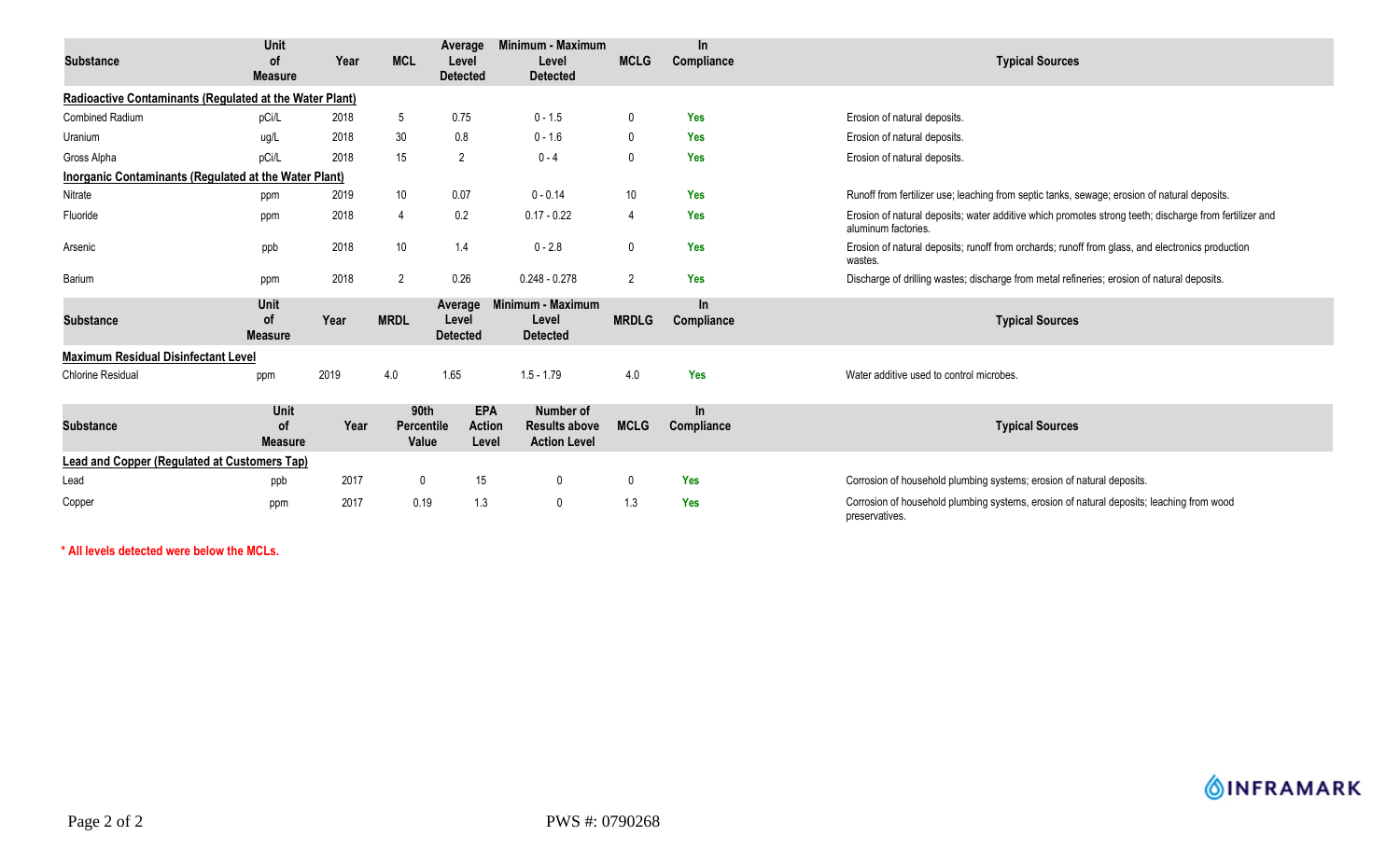| Substance | Unit of Measure | Year | MCL | Average Level Detected | Minimum - Maximum Level Detected | MCLG | In Compliance | Typical Sources |
|---|---|---|---|---|---|---|---|---|
| **Radioactive Contaminants (Regulated at the Water Plant)** | | | | | | | | |
| Combined Radium | pCi/L | 2018 | 5 | 0.75 | 0 - 1.5 | 0 | Yes | Erosion of natural deposits. |
| Uranium | ug/L | 2018 | 30 | 0.8 | 0 - 1.6 | 0 | Yes | Erosion of natural deposits. |
| Gross Alpha | pCi/L | 2018 | 15 | 2 | 0 - 4 | 0 | Yes | Erosion of natural deposits. |
| **Inorganic Contaminants (Regulated at the Water Plant)** | | | | | | | | |
| Nitrate | ppm | 2019 | 10 | 0.07 | 0 - 0.14 | 10 | Yes | Runoff from fertilizer use; leaching from septic tanks, sewage; erosion of natural deposits. |
| Fluoride | ppm | 2018 | 4 | 0.2 | 0.17 - 0.22 | 4 | Yes | Erosion of natural deposits; water additive which promotes strong teeth; discharge from fertilizer and aluminum factories. |
| Arsenic | ppb | 2018 | 10 | 1.4 | 0 - 2.8 | 0 | Yes | Erosion of natural deposits; runoff from orchards; runoff from glass, and electronics production wastes. |
| Barium | ppm | 2018 | 2 | 0.26 | 0.248 - 0.278 | 2 | Yes | Discharge of drilling wastes; discharge from metal refineries; erosion of natural deposits. |

| Substance | Unit of Measure | Year | MRDL | Average Level Detected | Minimum - Maximum Level Detected | MRDLG | In Compliance | Typical Sources |
|---|---|---|---|---|---|---|---|---|
| **Maximum Residual Disinfectant Level** | | | | | | | | |
| Chlorine Residual | ppm | 2019 | 4.0 | 1.65 | 1.5 - 1.79 | 4.0 | Yes | Water additive used to control microbes. |

| Substance | Unit of Measure | Year | 90th Percentile Value | EPA Action Level | Number of Results above Action Level | MCLG | In Compliance | Typical Sources |
|---|---|---|---|---|---|---|---|---|
| **Lead and Copper (Regulated at Customers Tap)** | | | | | | | | |
| Lead | ppb | 2017 | 0 | 15 | 0 | 0 | Yes | Corrosion of household plumbing systems; erosion of natural deposits. |
| Copper | ppm | 2017 | 0.19 | 1.3 | 0 | 1.3 | Yes | Corrosion of household plumbing systems, erosion of natural deposits; leaching from wood preservatives. |

**\* All levels detected were below the MCLs.**

INFRAMARK

PWS #: 0790268